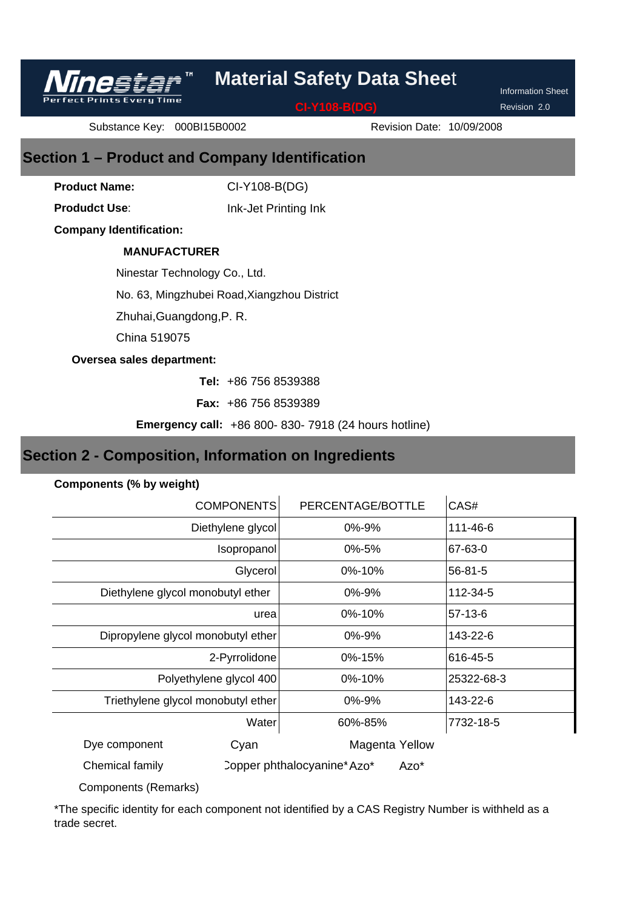# Material Safety Data Sheet

**CI-Y108-B(DG)**

Information Sheet
Revision 2.0

Substance Key: 000BI15B0002　　Revision Date: 10/09/2008

## Section 1 – Product and Company Identification

**Product Name:** CI-Y108-B(DG)

**Produdct Use**: Ink-Jet Printing Ink

**Company Identification:**

**MANUFACTURER**

Ninestar Technology Co., Ltd.

No. 63, Mingzhubei Road,Xiangzhou District

Zhuhai,Guangdong,P. R.

China 519075

**Oversea sales department:**

**Tel:** +86 756 8539388

**Fax:** +86 756 8539389

**Emergency call:** +86 800- 830- 7918 (24 hours hotline)

## Section 2 - Composition, Information on Ingredients

**Components (% by weight)**

| COMPONENTS | PERCENTAGE/BOTTLE | CAS# |
|---|---|---|
| Diethylene glycol | 0%-9% | 111-46-6 |
| Isopropanol | 0%-5% | 67-63-0 |
| Glycerol | 0%-10% | 56-81-5 |
| Diethylene glycol monobutyl ether | 0%-9% | 112-34-5 |
| urea | 0%-10% | 57-13-6 |
| Dipropylene glycol monobutyl ether | 0%-9% | 143-22-6 |
| 2-Pyrrolidone | 0%-15% | 616-45-5 |
| Polyethylene glycol 400 | 0%-10% | 25322-68-3 |
| Triethylene glycol monobutyl ether | 0%-9% | 143-22-6 |
| Water | 60%-85% | 7732-18-5 |

| Dye component | Cyan | Magenta | Yellow |
|---|---|---|---|
| Chemical family | Copper phthalocyanine* | Azo* | Azo* |

Components (Remarks)

*The specific identity for each component not identified by a CAS Registry Number is withheld as a trade secret.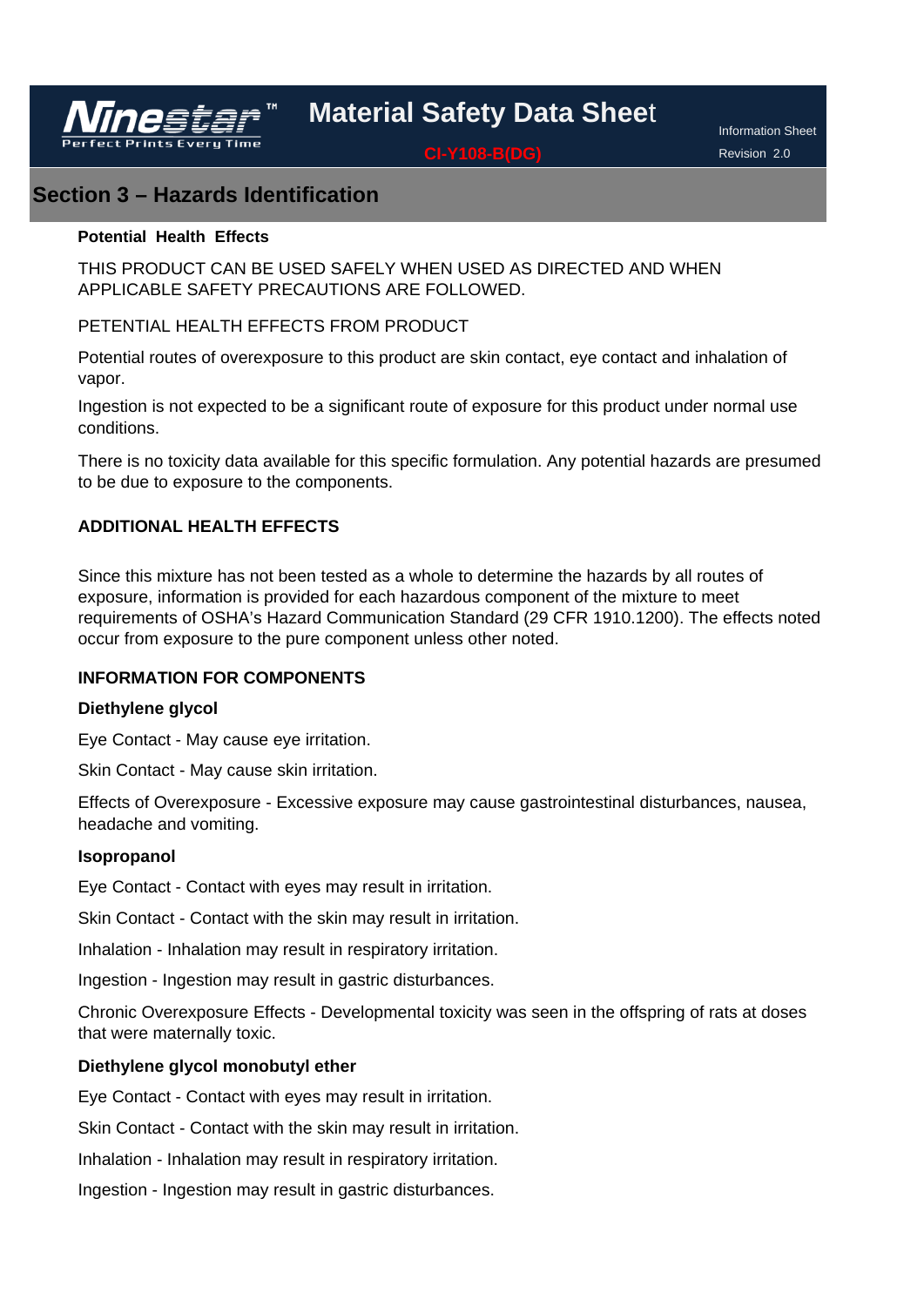## Section 3 – Hazards Identification

**Potential Health Effects**

THIS PRODUCT CAN BE USED SAFELY WHEN USED AS DIRECTED AND WHEN APPLICABLE SAFETY PRECAUTIONS ARE FOLLOWED.

PETENTIAL HEALTH EFFECTS FROM PRODUCT

Potential routes of overexposure to this product are skin contact, eye contact and inhalation of vapor.

Ingestion is not expected to be a significant route of exposure for this product under normal use conditions.

There is no toxicity data available for this specific formulation. Any potential hazards are presumed to be due to exposure to the components.

**ADDITIONAL HEALTH EFFECTS**

Since this mixture has not been tested as a whole to determine the hazards by all routes of exposure, information is provided for each hazardous component of the mixture to meet requirements of OSHA's Hazard Communication Standard (29 CFR 1910.1200). The effects noted occur from exposure to the pure component unless other noted.

**INFORMATION FOR COMPONENTS**

**Diethylene glycol**

Eye Contact - May cause eye irritation.

Skin Contact - May cause skin irritation.

Effects of Overexposure - Excessive exposure may cause gastrointestinal disturbances, nausea, headache and vomiting.

**Isopropanol**

Eye Contact - Contact with eyes may result in irritation.

Skin Contact - Contact with the skin may result in irritation.

Inhalation - Inhalation may result in respiratory irritation.

Ingestion - Ingestion may result in gastric disturbances.

Chronic Overexposure Effects - Developmental toxicity was seen in the offspring of rats at doses that were maternally toxic.

**Diethylene glycol monobutyl ether**

Eye Contact - Contact with eyes may result in irritation.

Skin Contact - Contact with the skin may result in irritation.

Inhalation - Inhalation may result in respiratory irritation.

Ingestion - Ingestion may result in gastric disturbances.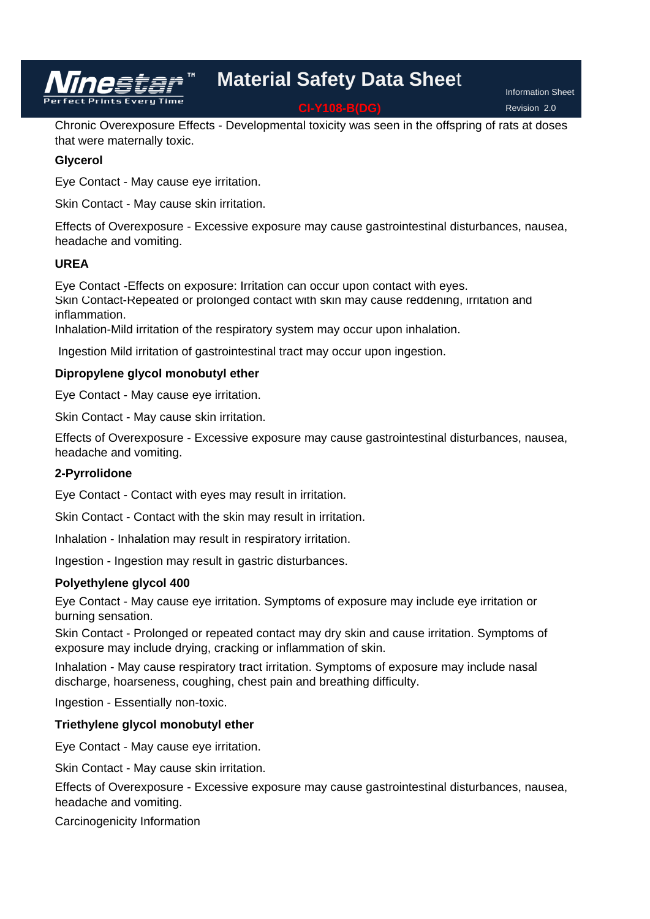Chronic Overexposure Effects - Developmental toxicity was seen in the offspring of rats at doses that were maternally toxic.

**Glycerol**

Eye Contact - May cause eye irritation.

Skin Contact - May cause skin irritation.

Effects of Overexposure - Excessive exposure may cause gastrointestinal disturbances, nausea, headache and vomiting.

**UREA**

Eye Contact -Effects on exposure: Irritation can occur upon contact with eyes.
Skin Contact-Repeated or prolonged contact with skin may cause reddening, irritation and inflammation.
Inhalation-Mild irritation of the respiratory system may occur upon inhalation.

Ingestion Mild irritation of gastrointestinal tract may occur upon ingestion.

**Dipropylene glycol monobutyl ether**

Eye Contact - May cause eye irritation.

Skin Contact - May cause skin irritation.

Effects of Overexposure - Excessive exposure may cause gastrointestinal disturbances, nausea, headache and vomiting.

**2-Pyrrolidone**

Eye Contact - Contact with eyes may result in irritation.

Skin Contact - Contact with the skin may result in irritation.

Inhalation - Inhalation may result in respiratory irritation.

Ingestion - Ingestion may result in gastric disturbances.

**Polyethylene glycol 400**

Eye Contact - May cause eye irritation. Symptoms of exposure may include eye irritation or burning sensation.

Skin Contact - Prolonged or repeated contact may dry skin and cause irritation. Symptoms of exposure may include drying, cracking or inflammation of skin.

Inhalation - May cause respiratory tract irritation. Symptoms of exposure may include nasal discharge, hoarseness, coughing, chest pain and breathing difficulty.

Ingestion - Essentially non-toxic.

**Triethylene glycol monobutyl ether**

Eye Contact - May cause eye irritation.

Skin Contact - May cause skin irritation.

Effects of Overexposure - Excessive exposure may cause gastrointestinal disturbances, nausea, headache and vomiting.

Carcinogenicity Information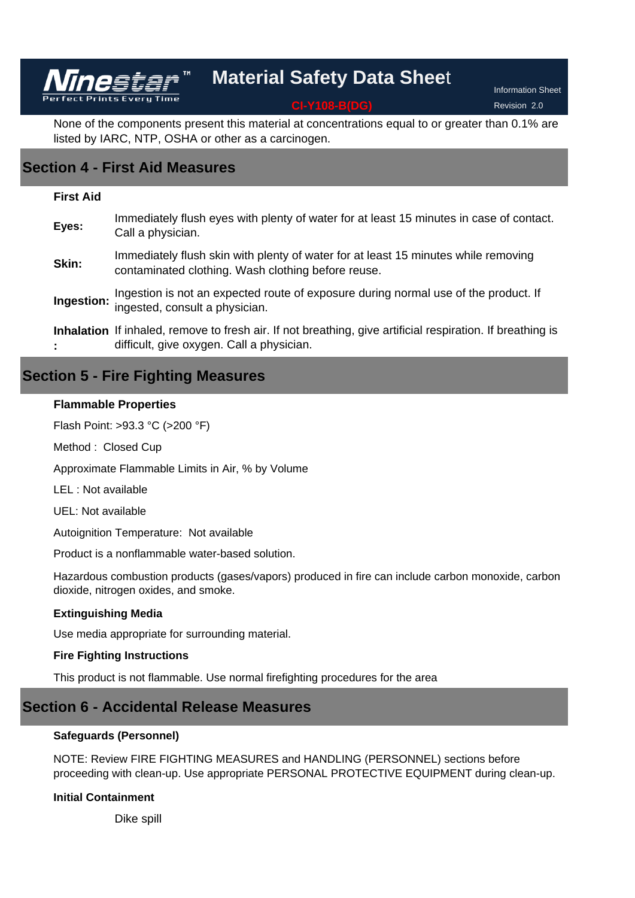None of the components present this material at concentrations equal to or greater than 0.1% are listed by IARC, NTP, OSHA or other as a carcinogen.

## Section 4 - First Aid Measures

**First Aid**

**Eyes:** Immediately flush eyes with plenty of water for at least 15 minutes in case of contact. Call a physician.

**Skin:** Immediately flush skin with plenty of water for at least 15 minutes while removing contaminated clothing. Wash clothing before reuse.

**Ingestion:** Ingestion is not an expected route of exposure during normal use of the product. If ingested, consult a physician.

**Inhalation:** If inhaled, remove to fresh air. If not breathing, give artificial respiration. If breathing is difficult, give oxygen. Call a physician.

## Section 5 - Fire Fighting Measures

**Flammable Properties**

Flash Point: >93.3 °C (>200 °F)

Method : Closed Cup

Approximate Flammable Limits in Air, % by Volume

LEL : Not available

UEL: Not available

Autoignition Temperature: Not available

Product is a nonflammable water-based solution.

Hazardous combustion products (gases/vapors) produced in fire can include carbon monoxide, carbon dioxide, nitrogen oxides, and smoke.

**Extinguishing Media**

Use media appropriate for surrounding material.

**Fire Fighting Instructions**

This product is not flammable. Use normal firefighting procedures for the area

## Section 6 - Accidental Release Measures

**Safeguards (Personnel)**

NOTE: Review FIRE FIGHTING MEASURES and HANDLING (PERSONNEL) sections before proceeding with clean-up. Use appropriate PERSONAL PROTECTIVE EQUIPMENT during clean-up.

**Initial Containment**

Dike spill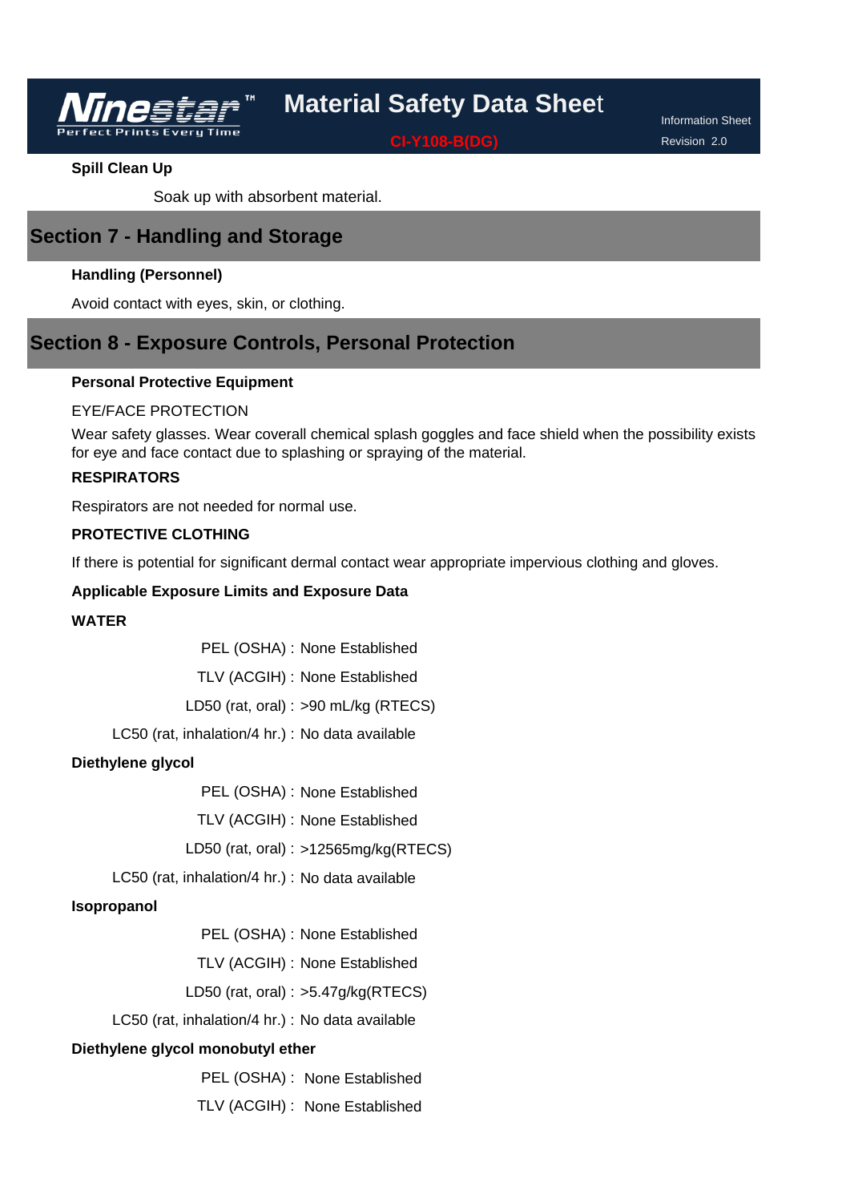**Spill Clean Up**

Soak up with absorbent material.

## Section 7 - Handling and Storage

**Handling (Personnel)**

Avoid contact with eyes, skin, or clothing.

## Section 8 - Exposure Controls, Personal Protection

**Personal Protective Equipment**

EYE/FACE PROTECTION

Wear safety glasses. Wear coverall chemical splash goggles and face shield when the possibility exists for eye and face contact due to splashing or spraying of the material.

**RESPIRATORS**

Respirators are not needed for normal use.

**PROTECTIVE CLOTHING**

If there is potential for significant dermal contact wear appropriate impervious clothing and gloves.

**Applicable Exposure Limits and Exposure Data**

**WATER**

PEL (OSHA) : None Established

TLV (ACGIH) : None Established

LD50 (rat, oral) : >90 mL/kg (RTECS)

LC50 (rat, inhalation/4 hr.) : No data available

**Diethylene glycol**

PEL (OSHA) : None Established

TLV (ACGIH) : None Established

LD50 (rat, oral) : >12565mg/kg(RTECS)

LC50 (rat, inhalation/4 hr.) : No data available

**Isopropanol**

PEL (OSHA) : None Established

TLV (ACGIH) : None Established

LD50 (rat, oral) : >5.47g/kg(RTECS)

LC50 (rat, inhalation/4 hr.) : No data available

**Diethylene glycol monobutyl ether**

PEL (OSHA) : None Established

TLV (ACGIH) : None Established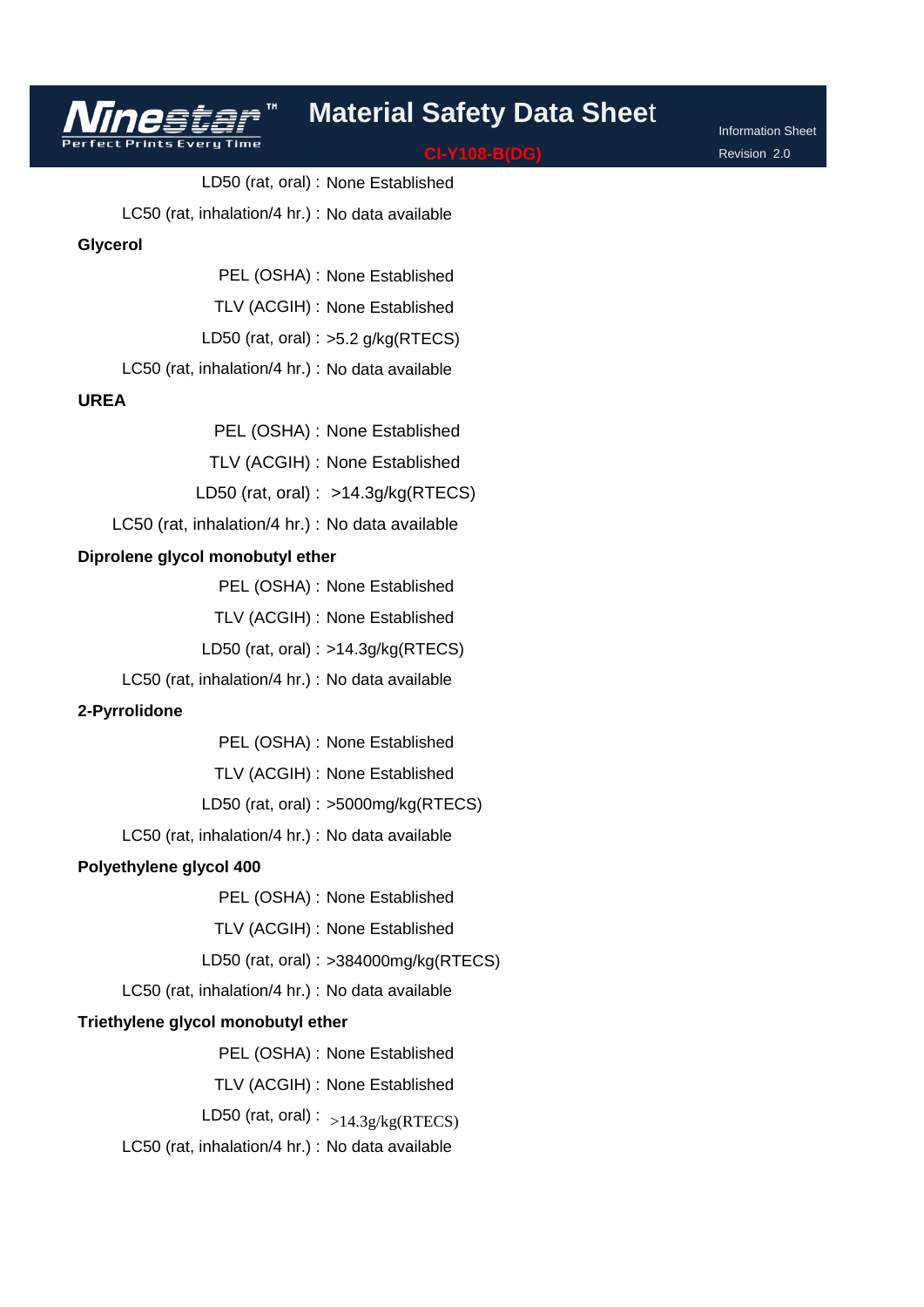LD50 (rat, oral) : None Established

LC50 (rat, inhalation/4 hr.) : No data available

**Glycerol**

PEL (OSHA) : None Established

TLV (ACGIH) : None Established

LD50 (rat, oral) : >5.2 g/kg(RTECS)

LC50 (rat, inhalation/4 hr.) : No data available

**UREA**

PEL (OSHA) : None Established

TLV (ACGIH) : None Established

LD50 (rat, oral) : >14.3g/kg(RTECS)

LC50 (rat, inhalation/4 hr.) : No data available

**Diprolene glycol monobutyl ether**

PEL (OSHA) : None Established

TLV (ACGIH) : None Established

LD50 (rat, oral) : >14.3g/kg(RTECS)

LC50 (rat, inhalation/4 hr.) : No data available

**2-Pyrrolidone**

PEL (OSHA) : None Established

TLV (ACGIH) : None Established

LD50 (rat, oral) : >5000mg/kg(RTECS)

LC50 (rat, inhalation/4 hr.) : No data available

**Polyethylene glycol 400**

PEL (OSHA) : None Established

TLV (ACGIH) : None Established

LD50 (rat, oral) : >384000mg/kg(RTECS)

LC50 (rat, inhalation/4 hr.) : No data available

**Triethylene glycol monobutyl ether**

PEL (OSHA) : None Established

TLV (ACGIH) : None Established

LD50 (rat, oral) : >14.3g/kg(RTECS)

LC50 (rat, inhalation/4 hr.) : No data available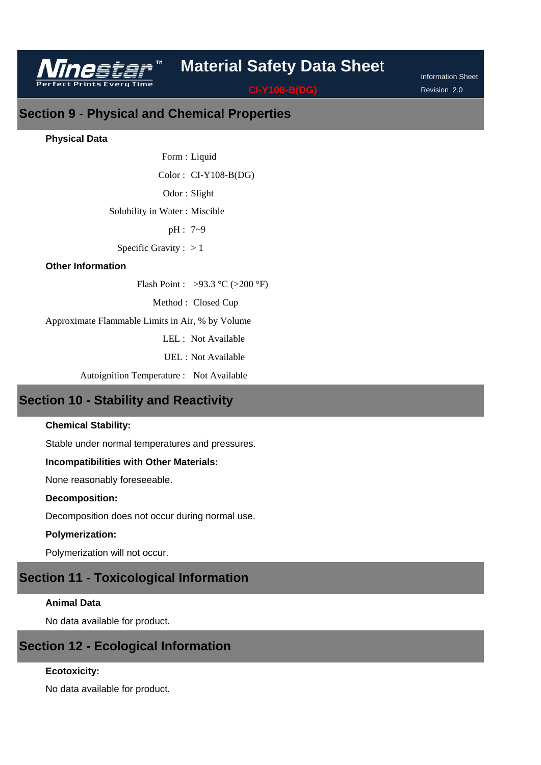## Section 9 - Physical and Chemical Properties

**Physical Data**

Form : Liquid

Color : CI-Y108-B(DG)

Odor : Slight

Solubility in Water : Miscible

pH : 7~9

Specific Gravity : > 1

**Other Information**

Flash Point : >93.3 °C (>200 °F)

Method : Closed Cup

Approximate Flammable Limits in Air, % by Volume

LEL : Not Available

UEL : Not Available

Autoignition Temperature : Not Available

## Section 10 - Stability and Reactivity

**Chemical Stability:**

Stable under normal temperatures and pressures.

**Incompatibilities with Other Materials:**

None reasonably foreseeable.

**Decomposition:**

Decomposition does not occur during normal use.

**Polymerization:**

Polymerization will not occur.

## Section 11 - Toxicological Information

**Animal Data**

No data available for product.

## Section 12 - Ecological Information

**Ecotoxicity:**

No data available for product.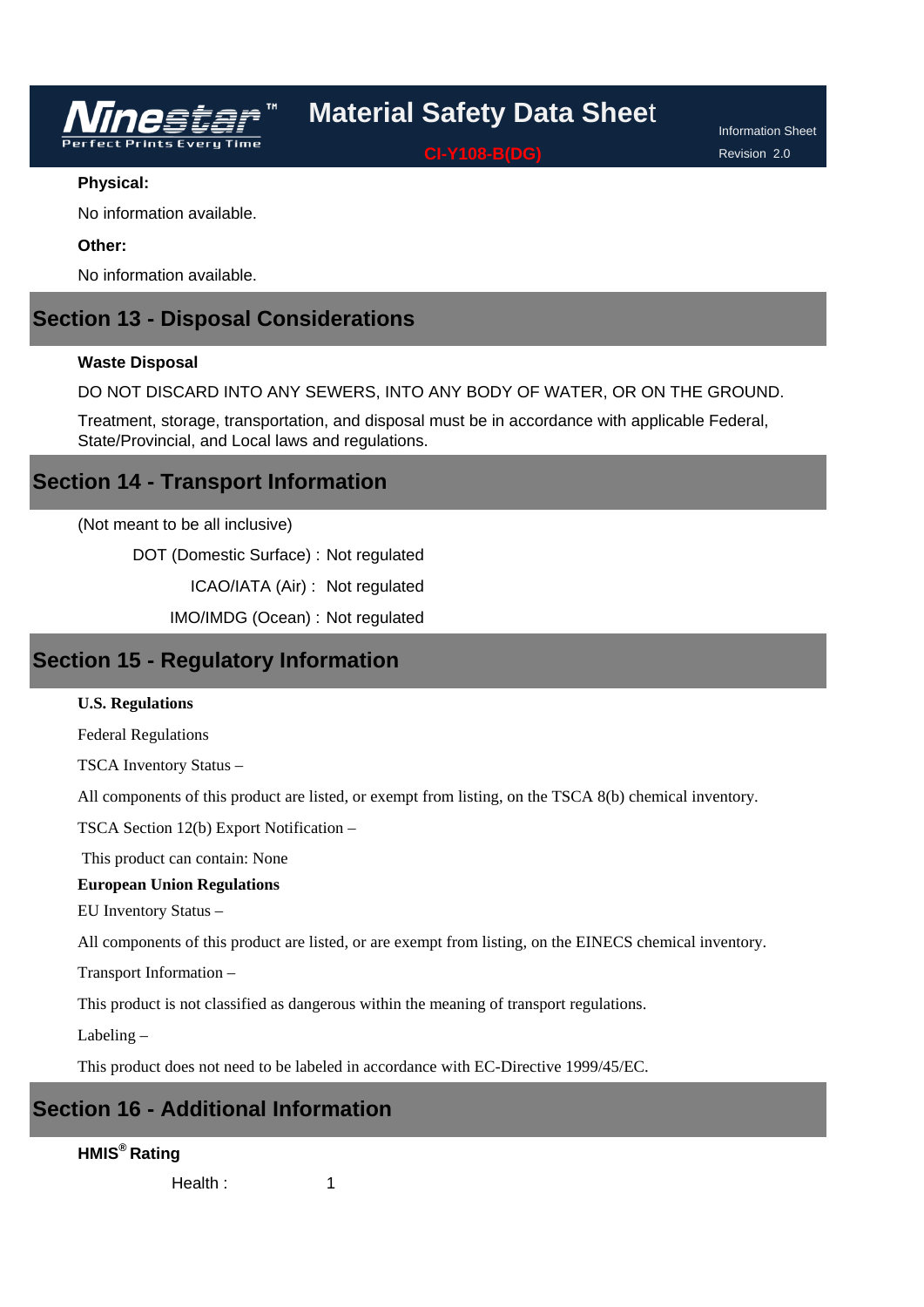**Physical:**

No information available.

**Other:**

No information available.

## Section 13 - Disposal Considerations

**Waste Disposal**

DO NOT DISCARD INTO ANY SEWERS, INTO ANY BODY OF WATER, OR ON THE GROUND.

Treatment, storage, transportation, and disposal must be in accordance with applicable Federal, State/Provincial, and Local laws and regulations.

## Section 14 - Transport Information

(Not meant to be all inclusive)

DOT (Domestic Surface) : Not regulated

ICAO/IATA (Air) : Not regulated

IMO/IMDG (Ocean) : Not regulated

## Section 15 - Regulatory Information

**U.S. Regulations**

Federal Regulations

TSCA Inventory Status –

All components of this product are listed, or exempt from listing, on the TSCA 8(b) chemical inventory.

TSCA Section 12(b) Export Notification –

This product can contain: None

**European Union Regulations**

EU Inventory Status –

All components of this product are listed, or are exempt from listing, on the EINECS chemical inventory.

Transport Information –

This product is not classified as dangerous within the meaning of transport regulations.

Labeling –

This product does not need to be labeled in accordance with EC-Directive 1999/45/EC.

## Section 16 - Additional Information

**HMIS® Rating**

Health : 1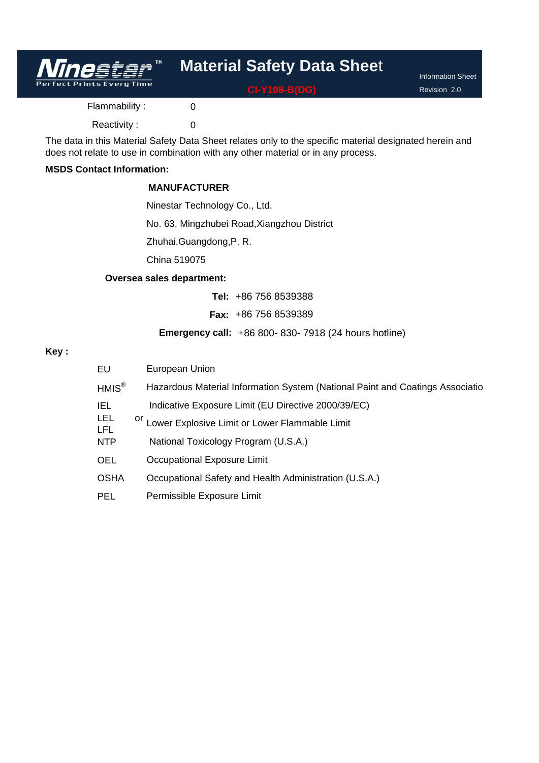Flammability : 0

Reactivity : 0

The data in this Material Safety Data Sheet relates only to the specific material designated herein and does not relate to use in combination with any other material or in any process.

**MSDS Contact Information:**

**MANUFACTURER**

Ninestar Technology Co., Ltd.

No. 63, Mingzhubei Road,Xiangzhou District

Zhuhai,Guangdong,P. R.

China 519075

**Oversea sales department:**

**Tel:** +86 756 8539388

**Fax:** +86 756 8539389

**Emergency call:** +86 800- 830- 7918 (24 hours hotline)

**Key :**

| | |
|---|---|
| EU | European Union |
| HMIS® | Hazardous Material Information System (National Paint and Coatings Associatio |
| IEL | Indicative Exposure Limit (EU Directive 2000/39/EC) |
| LEL or LFL | Lower Explosive Limit or Lower Flammable Limit |
| NTP | National Toxicology Program (U.S.A.) |
| OEL | Occupational Exposure Limit |
| OSHA | Occupational Safety and Health Administration (U.S.A.) |
| PEL | Permissible Exposure Limit |